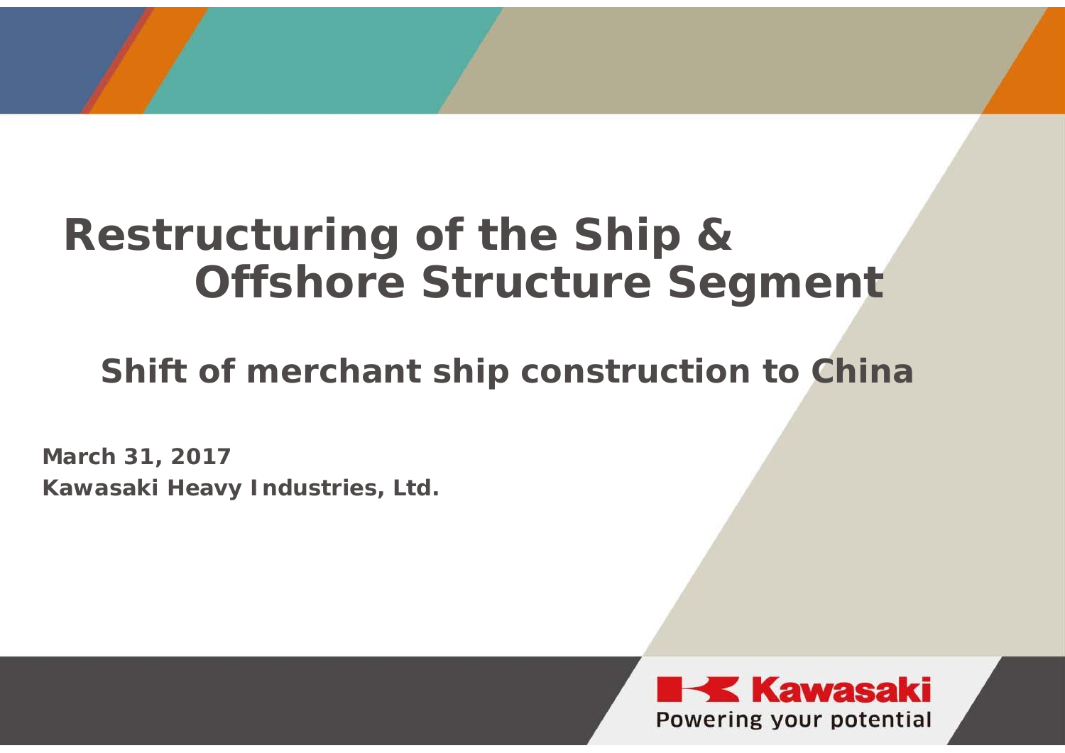# Restructuring of the Ship & Offshore Structure Segment

## Shift of merchant ship construction to China

**March 31, 2017**

**Kawasaki Heavy Industries, Ltd.**

Kawasaki

Powering your potential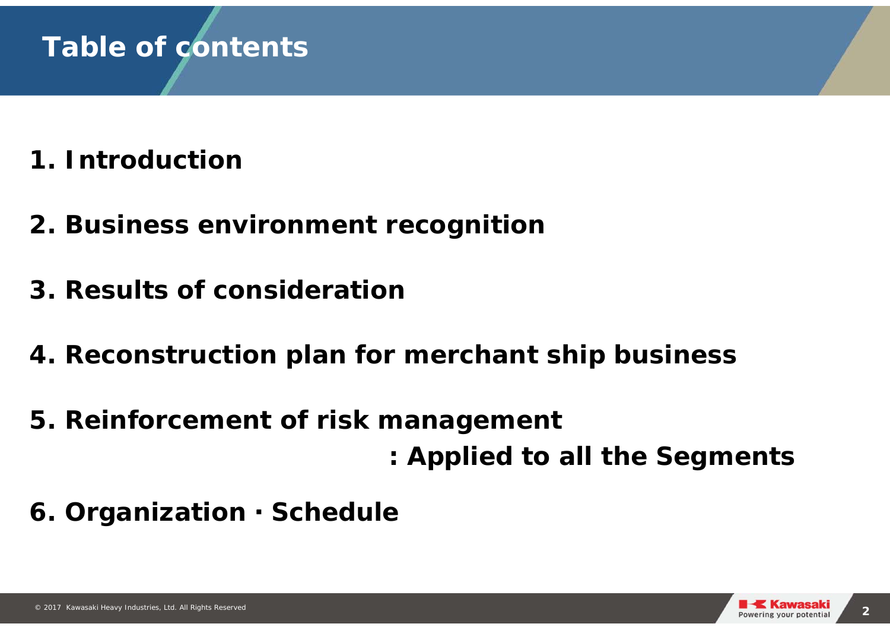# Table of contents

1. Introduction

2. Business environment recognition

3. Results of consideration

4. Reconstruction plan for merchant ship business

5. Reinforcement of risk management
   : Applied to all the Segments

6. Organization · Schedule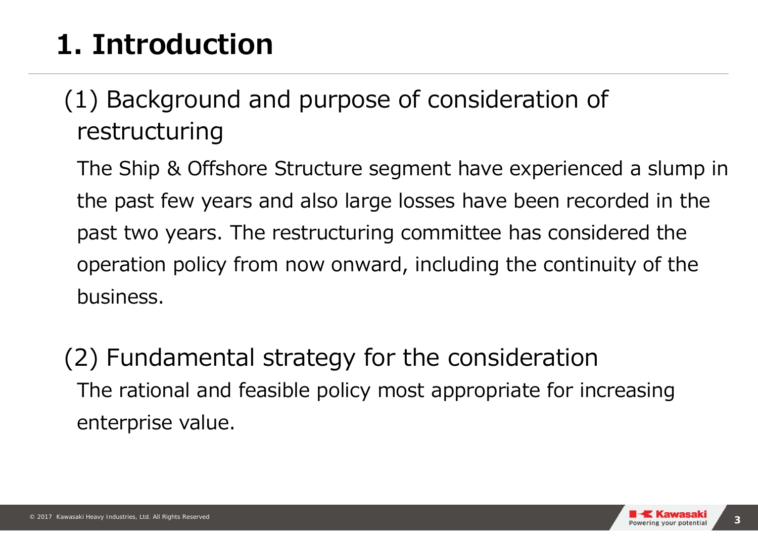# 1. Introduction

## (1) Background and purpose of consideration of restructuring

The Ship & Offshore Structure segment have experienced a slump in the past few years and also large losses have been recorded in the past two years. The restructuring committee has considered the operation policy from now onward, including the continuity of the business.

## (2) Fundamental strategy for the consideration

The rational and feasible policy most appropriate for increasing enterprise value.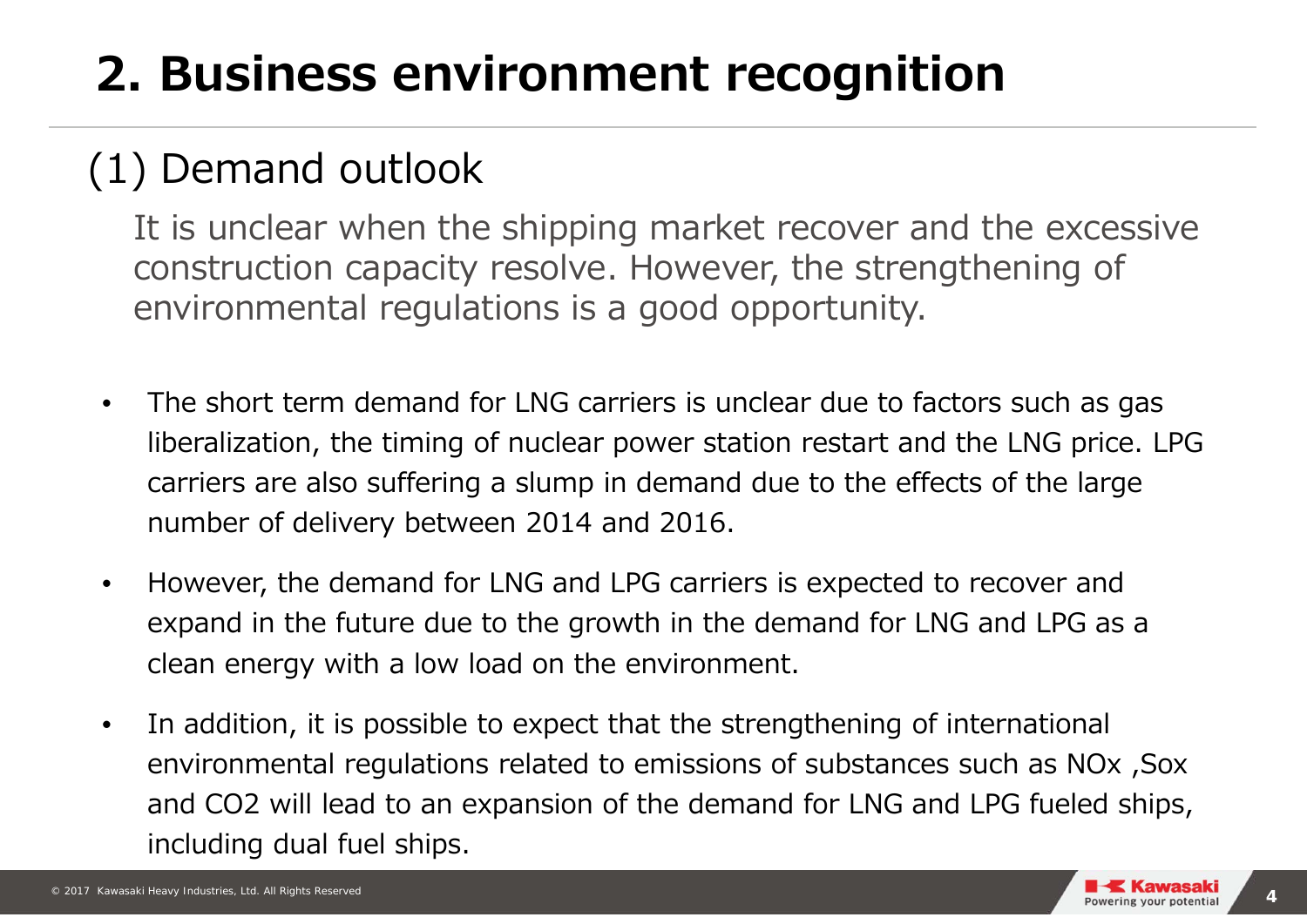# 2. Business environment recognition

## (1) Demand outlook

It is unclear when the shipping market recover and the excessive construction capacity resolve. However, the strengthening of environmental regulations is a good opportunity.

- The short term demand for LNG carriers is unclear due to factors such as gas liberalization, the timing of nuclear power station restart and the LNG price. LPG carriers are also suffering a slump in demand due to the effects of the large number of delivery between 2014 and 2016.
- However, the demand for LNG and LPG carriers is expected to recover and expand in the future due to the growth in the demand for LNG and LPG as a clean energy with a low load on the environment.
- In addition, it is possible to expect that the strengthening of international environmental regulations related to emissions of substances such as NOx ,Sox and CO2 will lead to an expansion of the demand for LNG and LPG fueled ships, including dual fuel ships.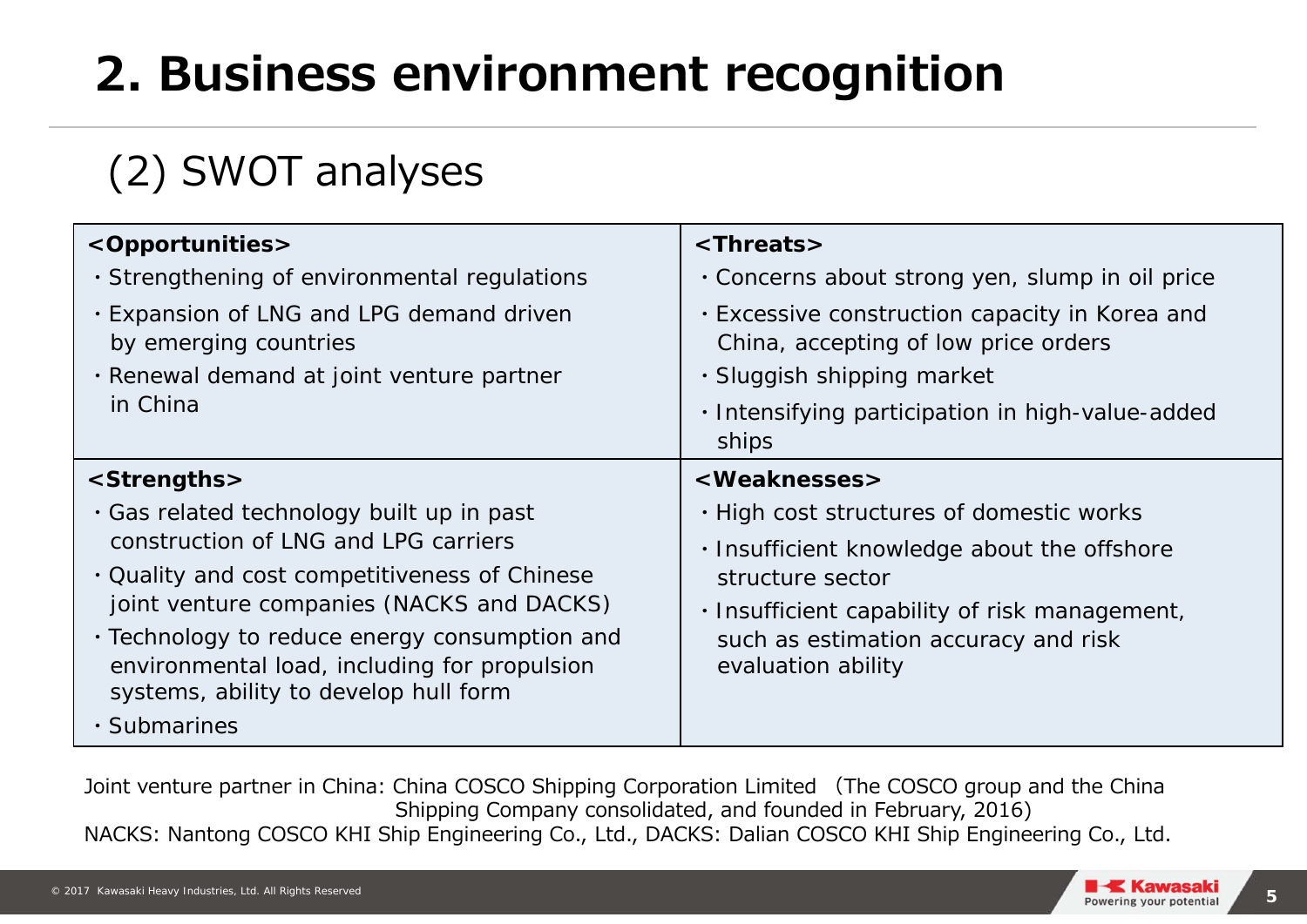# 2. Business environment recognition

## (2) SWOT analyses

| <Opportunities> | <Threats> |
|---|---|
| ・Strengthening of environmental regulations<br>・Expansion of LNG and LPG demand driven by emerging countries<br>・Renewal demand at joint venture partner in China | ・Concerns about strong yen, slump in oil price<br>・Excessive construction capacity in Korea and China, accepting of low price orders<br>・Sluggish shipping market<br>・Intensifying participation in high-value-added ships |
| **<Strengths>** | **<Weaknesses>** |
| ・Gas related technology built up in past construction of LNG and LPG carriers<br>・Quality and cost competitiveness of Chinese joint venture companies (NACKS and DACKS)<br>・Technology to reduce energy consumption and environmental load, including for propulsion systems, ability to develop hull form<br>・Submarines | ・High cost structures of domestic works<br>・Insufficient knowledge about the offshore structure sector<br>・Insufficient capability of risk management, such as estimation accuracy and risk evaluation ability |

Joint venture partner in China: China COSCO Shipping Corporation Limited （The COSCO group and the China Shipping Company consolidated, and founded in February, 2016)

NACKS: Nantong COSCO KHI Ship Engineering Co., Ltd., DACKS: Dalian COSCO KHI Ship Engineering Co., Ltd.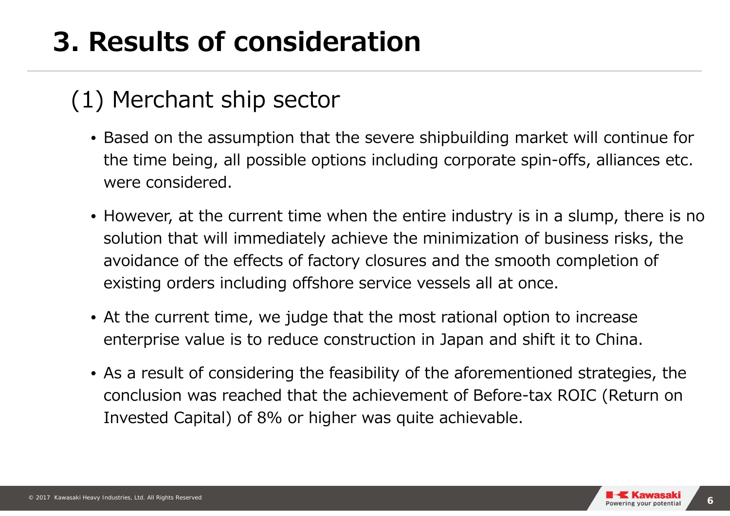# 3. Results of consideration

## (1) Merchant ship sector

- Based on the assumption that the severe shipbuilding market will continue for the time being, all possible options including corporate spin-offs, alliances etc. were considered.
- However, at the current time when the entire industry is in a slump, there is no solution that will immediately achieve the minimization of business risks, the avoidance of the effects of factory closures and the smooth completion of existing orders including offshore service vessels all at once.
- At the current time, we judge that the most rational option to increase enterprise value is to reduce construction in Japan and shift it to China.
- As a result of considering the feasibility of the aforementioned strategies, the conclusion was reached that the achievement of Before-tax ROIC (Return on Invested Capital) of 8% or higher was quite achievable.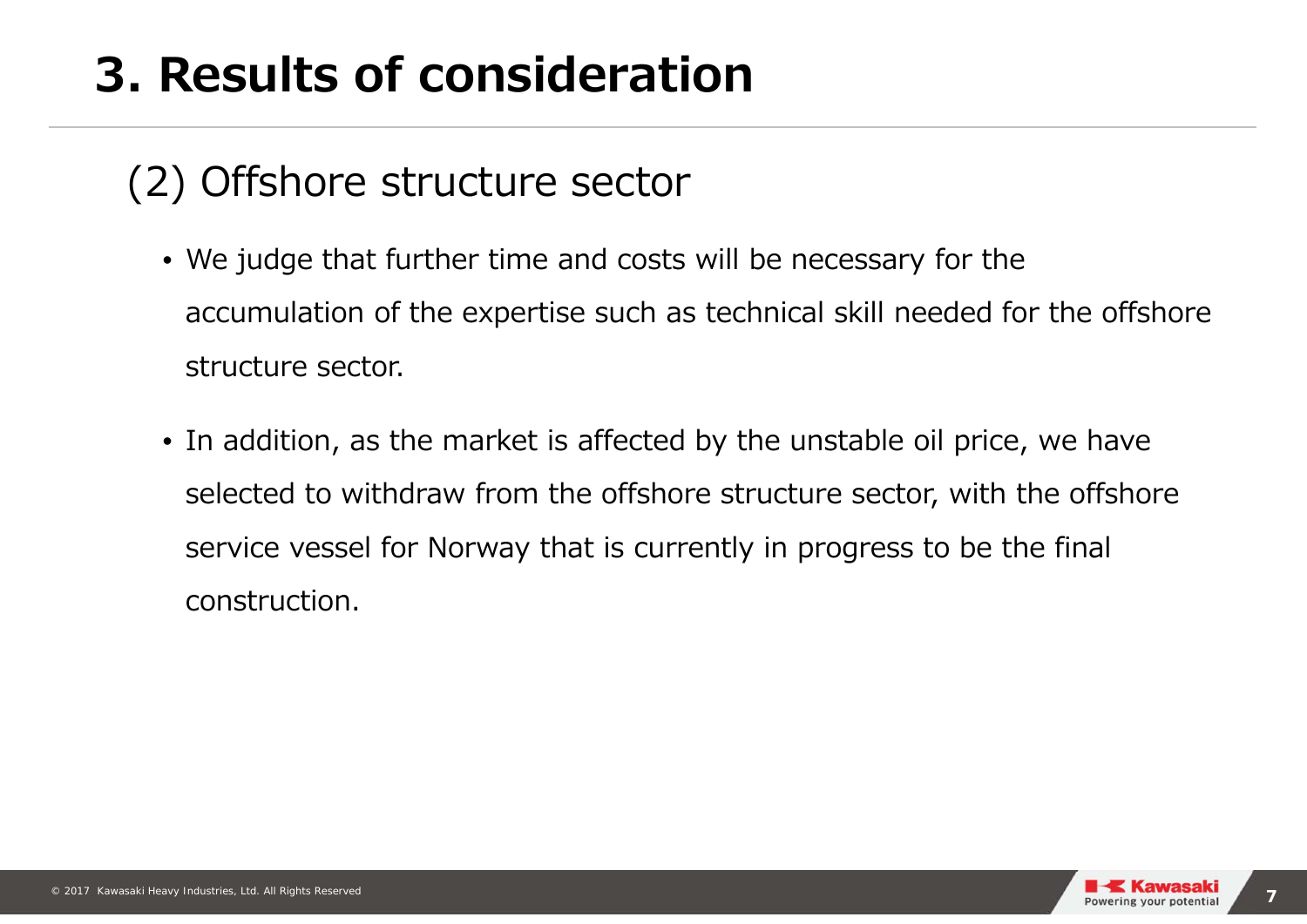# 3. Results of consideration

## (2) Offshore structure sector

- We judge that further time and costs will be necessary for the accumulation of the expertise such as technical skill needed for the offshore structure sector.
- In addition, as the market is affected by the unstable oil price, we have selected to withdraw from the offshore structure sector, with the offshore service vessel for Norway that is currently in progress to be the final construction.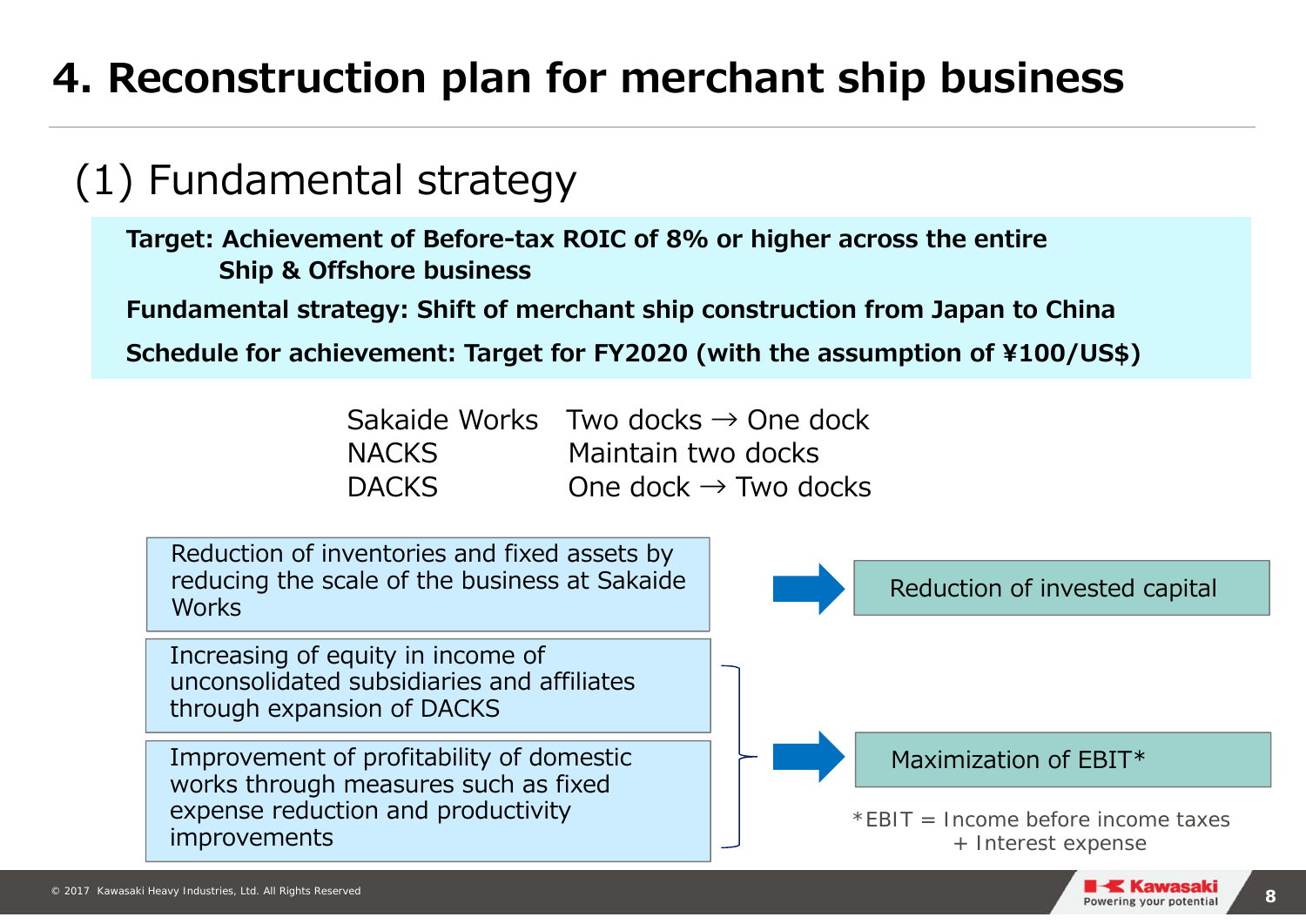# 4. Reconstruction plan for merchant ship business

## (1) Fundamental strategy

**Target: Achievement of Before-tax ROIC of 8% or higher across the entire Ship & Offshore business**

**Fundamental strategy: Shift of merchant ship construction from Japan to China**

**Schedule for achievement: Target for FY2020 (with the assumption of ¥100/US$)**

| | |
|---|---|
| Sakaide Works | Two docks → One dock |
| NACKS | Maintain two docks |
| DACKS | One dock → Two docks |

- Reduction of inventories and fixed assets by reducing the scale of the business at Sakaide Works → **Reduction of invested capital**
- Increasing of equity in income of unconsolidated subsidiaries and affiliates through expansion of DACKS
- Improvement of profitability of domestic works through measures such as fixed expense reduction and productivity improvements

→ **Maximization of EBIT***

*EBIT = Income before income taxes + Interest expense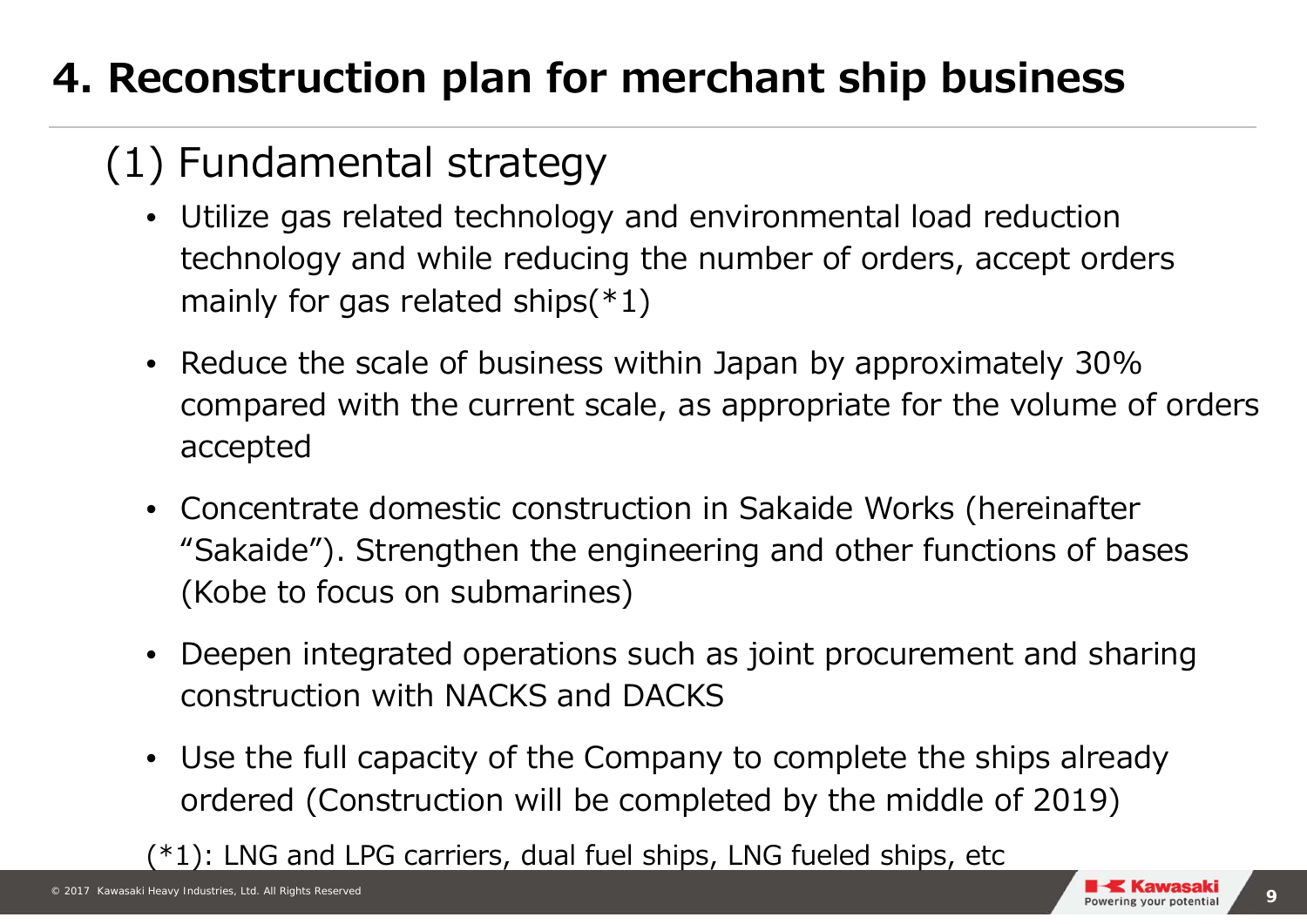# 4. Reconstruction plan for merchant ship business

## (1) Fundamental strategy

- Utilize gas related technology and environmental load reduction technology and while reducing the number of orders, accept orders mainly for gas related ships(*1)
- Reduce the scale of business within Japan by approximately 30% compared with the current scale, as appropriate for the volume of orders accepted
- Concentrate domestic construction in Sakaide Works (hereinafter "Sakaide"). Strengthen the engineering and other functions of bases (Kobe to focus on submarines)
- Deepen integrated operations such as joint procurement and sharing construction with NACKS and DACKS
- Use the full capacity of the Company to complete the ships already ordered (Construction will be completed by the middle of 2019)

(*1): LNG and LPG carriers, dual fuel ships, LNG fueled ships, etc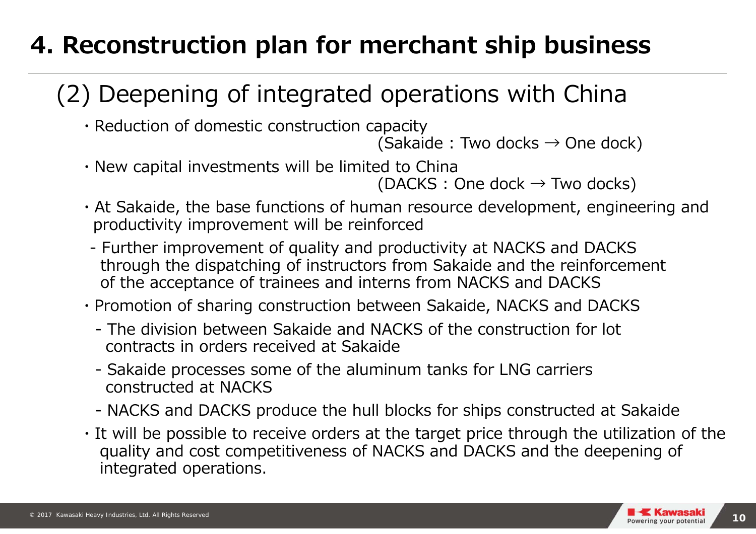# 4. Reconstruction plan for merchant ship business

## (2) Deepening of integrated operations with China

- Reduction of domestic construction capacity
  (Sakaide : Two docks → One dock)
- New capital investments will be limited to China
  (DACKS : One dock → Two docks)
- At Sakaide, the base functions of human resource development, engineering and productivity improvement will be reinforced
  - Further improvement of quality and productivity at NACKS and DACKS through the dispatching of instructors from Sakaide and the reinforcement of the acceptance of trainees and interns from NACKS and DACKS
- Promotion of sharing construction between Sakaide, NACKS and DACKS
  - The division between Sakaide and NACKS of the construction for lot contracts in orders received at Sakaide
  - Sakaide processes some of the aluminum tanks for LNG carriers constructed at NACKS
  - NACKS and DACKS produce the hull blocks for ships constructed at Sakaide
- It will be possible to receive orders at the target price through the utilization of the quality and cost competitiveness of NACKS and DACKS and the deepening of integrated operations.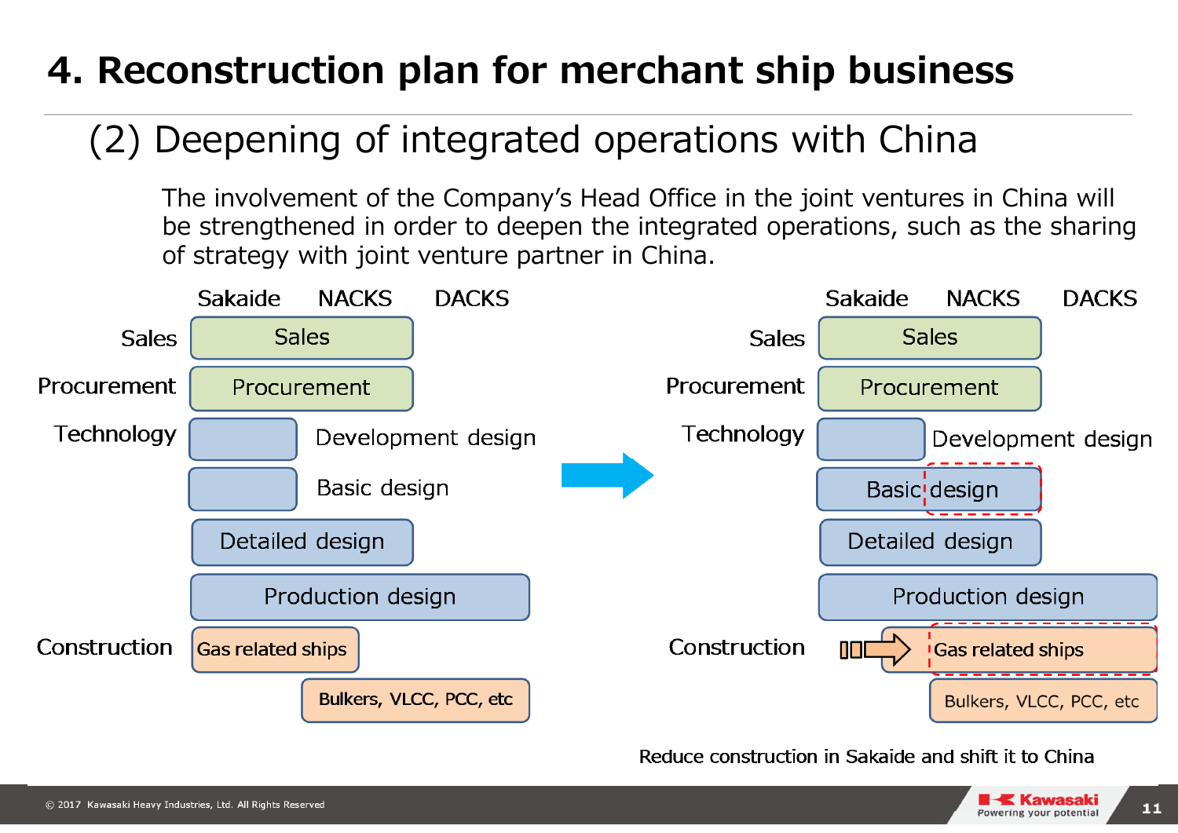# 4. Reconstruction plan for merchant ship business

## (2) Deepening of integrated operations with China

The involvement of the Company's Head Office in the joint ventures in China will be strengthened in order to deepen the integrated operations, such as the sharing of strategy with joint venture partner in China.

**Current**

| | Sakaide | NACKS | DACKS |
|---|---|---|---|
| Sales | Sales | Sales | |
| Procurement | Procurement | Procurement | |
| Technology | Development design | | |
| | Basic design | | |
| | Detailed design | Detailed design | |
| | Production design | Production design | Production design |
| Construction | Gas related ships | Gas related ships | |
| | | Bulkers, VLCC, PCC, etc | Bulkers, VLCC, PCC, etc |

**Future**

| | Sakaide | NACKS | DACKS |
|---|---|---|---|
| Sales | Sales | Sales | |
| Procurement | Procurement | Procurement | |
| Technology | Development design | | |
| | Basic design | Basic design | |
| | Detailed design | Detailed design | |
| | Production design | Production design | Production design |
| Construction | Gas related ships (reduced) | Gas related ships | Gas related ships |
| | | Bulkers, VLCC, PCC, etc | Bulkers, VLCC, PCC, etc |

Reduce construction in Sakaide and shift it to China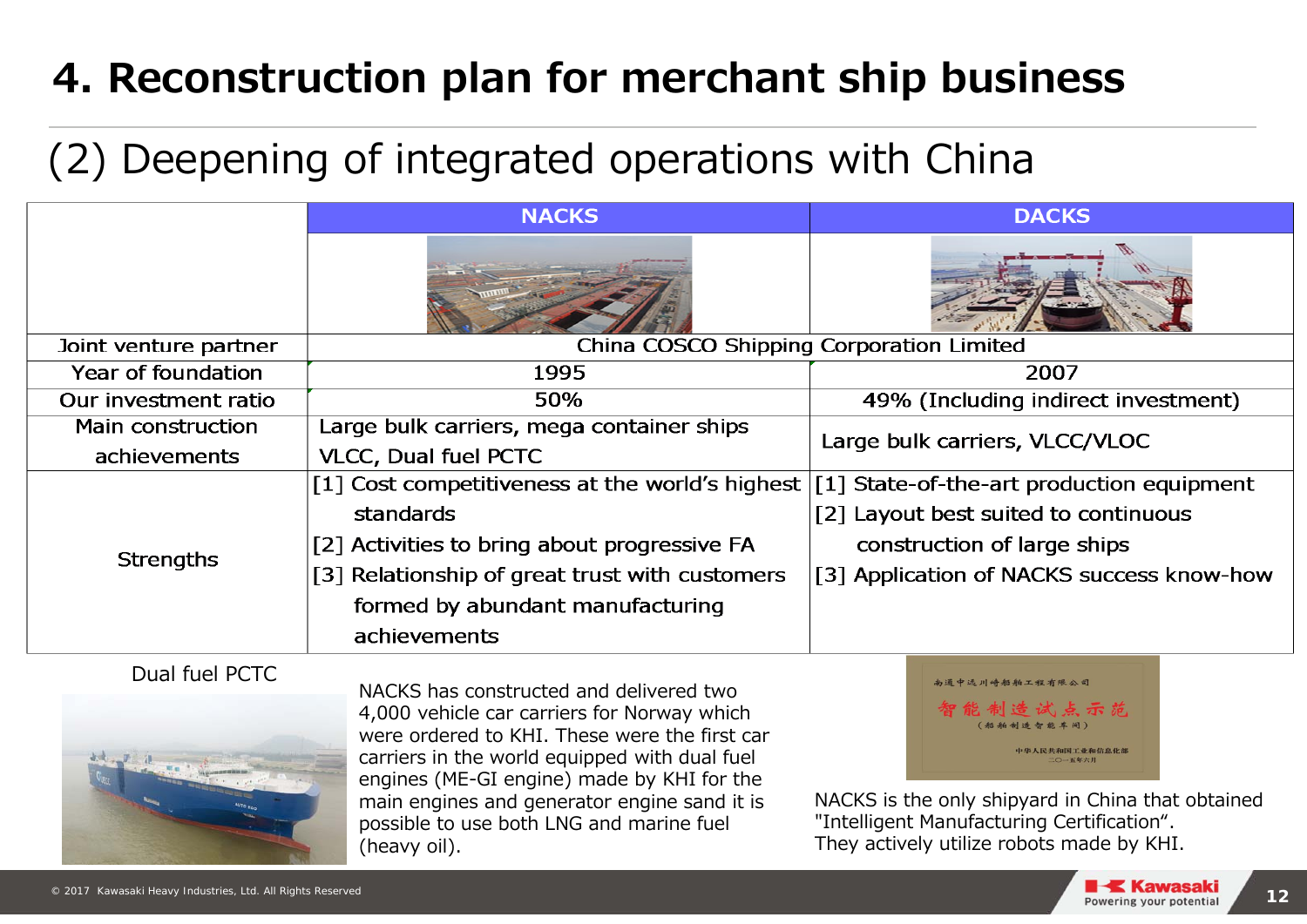# 4. Reconstruction plan for merchant ship business

## (2) Deepening of integrated operations with China

| | NACKS | DACKS |
|---|---|---|
| Joint venture partner | China COSCO Shipping Corporation Limited | |
| Year of foundation | 1995 | 2007 |
| Our investment ratio | 50% | 49% (Including indirect investment) |
| Main construction achievements | Large bulk carriers, mega container ships VLCC, Dual fuel PCTC | Large bulk carriers, VLCC/VLOC |
| Strengths | [1] Cost competitiveness at the world's highest standards<br>[2] Activities to bring about progressive FA<br>[3] Relationship of great trust with customers formed by abundant manufacturing achievements | [1] State-of-the-art production equipment<br>[2] Layout best suited to continuous construction of large ships<br>[3] Application of NACKS success know-how |

Dual fuel PCTC

NACKS has constructed and delivered two 4,000 vehicle car carriers for Norway which were ordered to KHI. These were the first car carriers in the world equipped with dual fuel engines (ME-GI engine) made by KHI for the main engines and generator engine sand it is possible to use both LNG and marine fuel (heavy oil).

南通中远川崎船舶工程有限公司
智能制造试点示范
（船舶制造智能车间）
中华人民共和国工业和信息化部
二〇一五年六月

NACKS is the only shipyard in China that obtained "Intelligent Manufacturing Certification". They actively utilize robots made by KHI.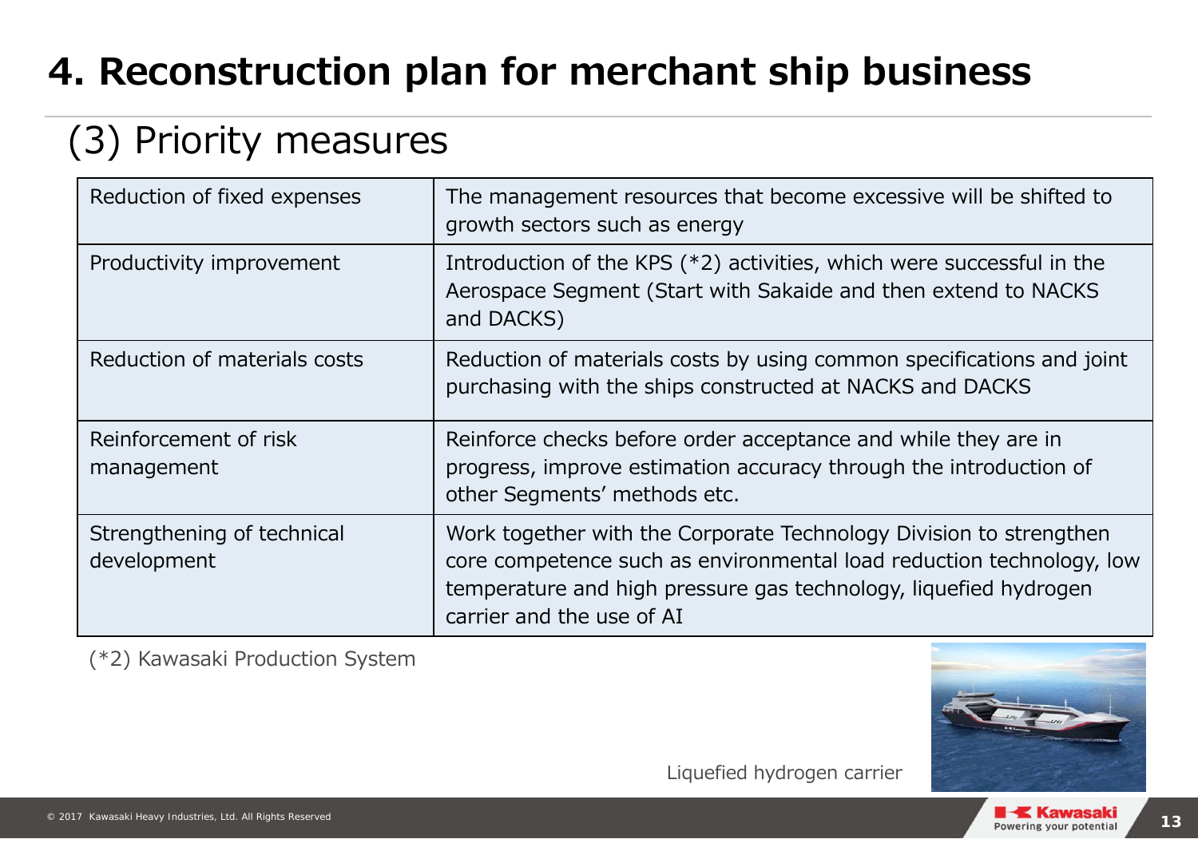# 4. Reconstruction plan for merchant ship business

## (3) Priority measures

| | |
|---|---|
| Reduction of fixed expenses | The management resources that become excessive will be shifted to growth sectors such as energy |
| Productivity improvement | Introduction of the KPS (*2) activities, which were successful in the Aerospace Segment (Start with Sakaide and then extend to NACKS and DACKS) |
| Reduction of materials costs | Reduction of materials costs by using common specifications and joint purchasing with the ships constructed at NACKS and DACKS |
| Reinforcement of risk management | Reinforce checks before order acceptance and while they are in progress, improve estimation accuracy through the introduction of other Segments' methods etc. |
| Strengthening of technical development | Work together with the Corporate Technology Division to strengthen core competence such as environmental load reduction technology, low temperature and high pressure gas technology, liquefied hydrogen carrier and the use of AI |

(*2) Kawasaki Production System

Liquefied hydrogen carrier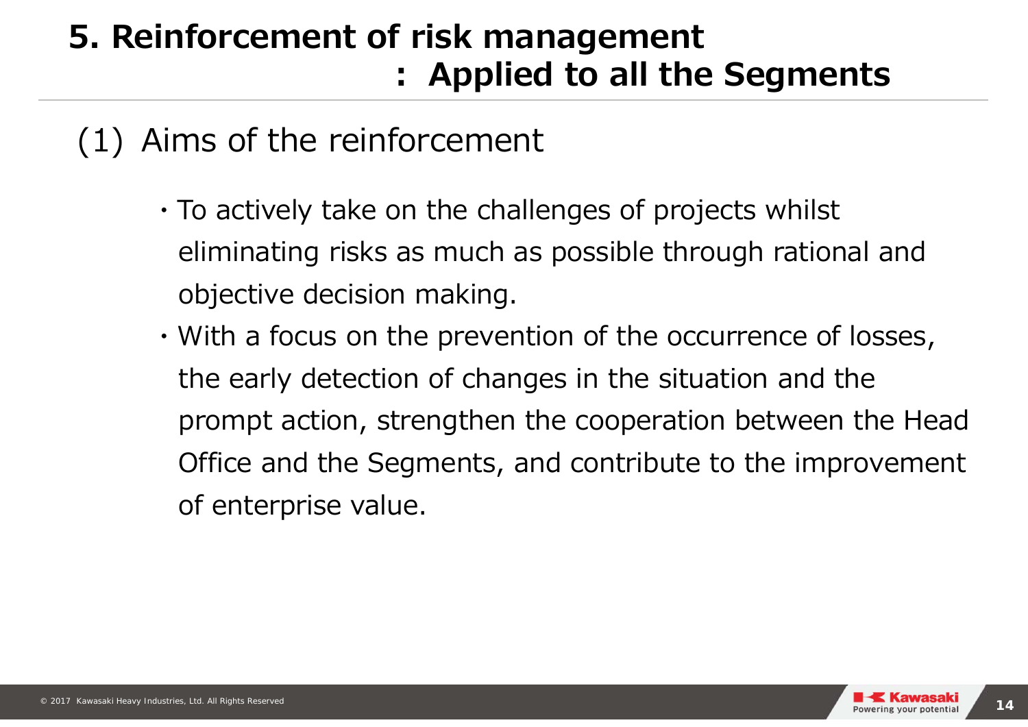# 5. Reinforcement of risk management : Applied to all the Segments

## (1) Aims of the reinforcement

- To actively take on the challenges of projects whilst eliminating risks as much as possible through rational and objective decision making.
- With a focus on the prevention of the occurrence of losses, the early detection of changes in the situation and the prompt action, strengthen the cooperation between the Head Office and the Segments, and contribute to the improvement of enterprise value.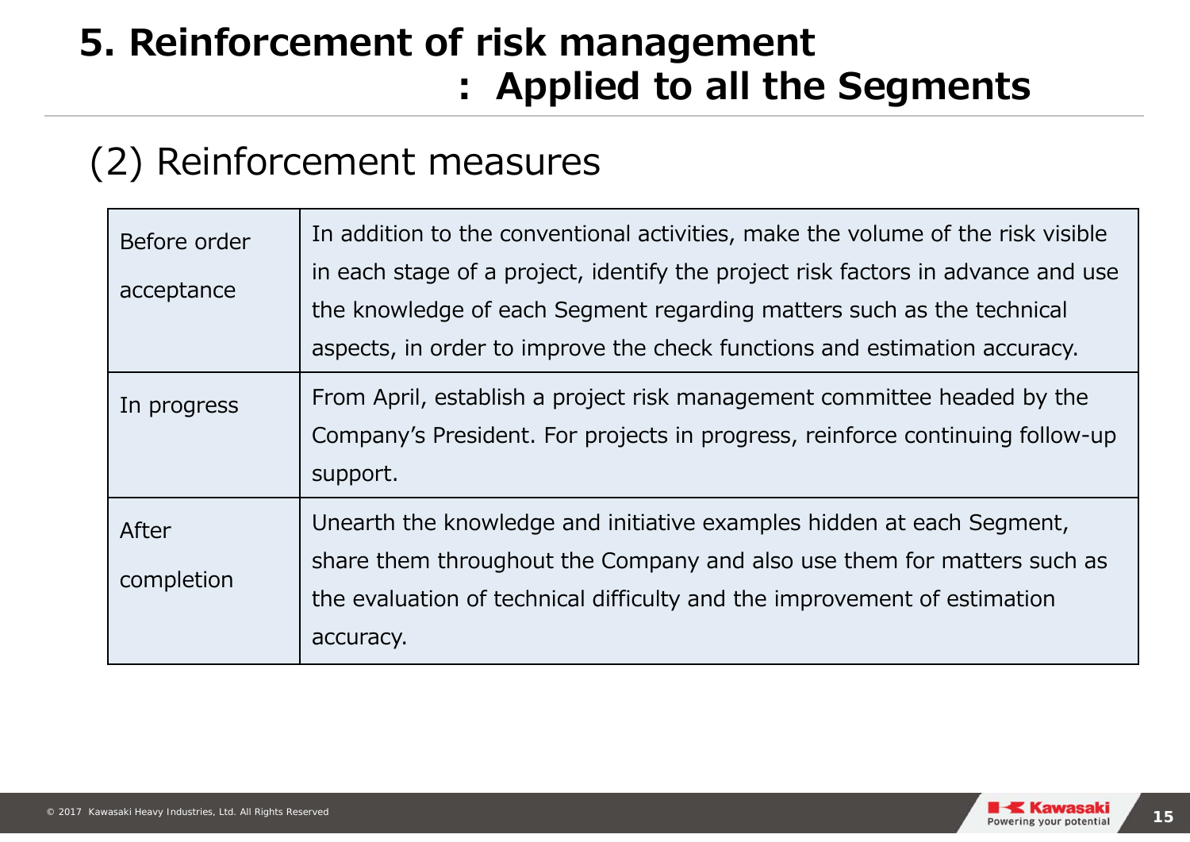# 5. Reinforcement of risk management : Applied to all the Segments

## (2) Reinforcement measures

| | |
|---|---|
| Before order acceptance | In addition to the conventional activities, make the volume of the risk visible in each stage of a project, identify the project risk factors in advance and use the knowledge of each Segment regarding matters such as the technical aspects, in order to improve the check functions and estimation accuracy. |
| In progress | From April, establish a project risk management committee headed by the Company's President. For projects in progress, reinforce continuing follow-up support. |
| After completion | Unearth the knowledge and initiative examples hidden at each Segment, share them throughout the Company and also use them for matters such as the evaluation of technical difficulty and the improvement of estimation accuracy. |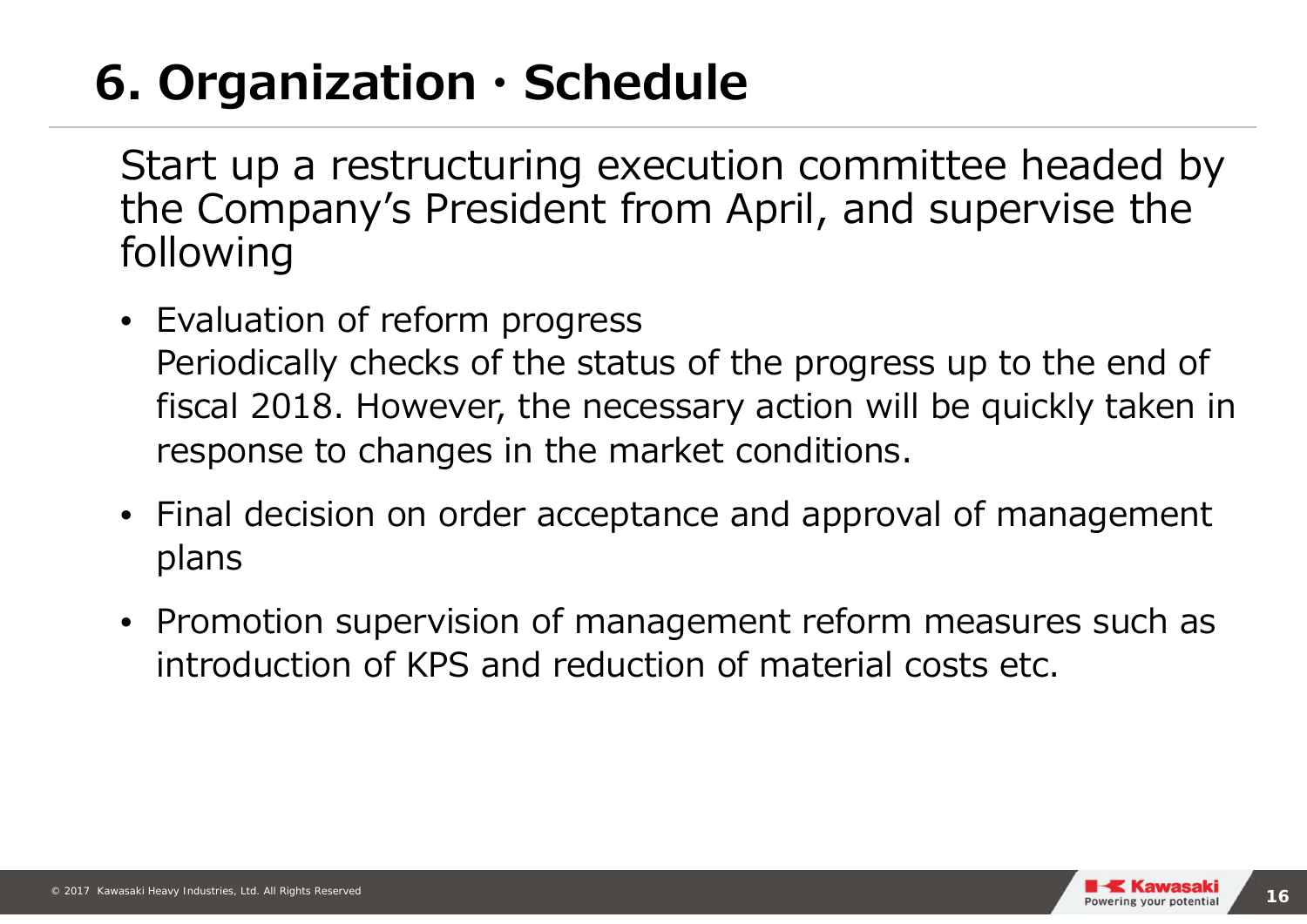# 6. Organization・Schedule

Start up a restructuring execution committee headed by the Company's President from April, and supervise the following

- Evaluation of reform progress
  Periodically checks of the status of the progress up to the end of fiscal 2018. However, the necessary action will be quickly taken in response to changes in the market conditions.
- Final decision on order acceptance and approval of management plans
- Promotion supervision of management reform measures such as introduction of KPS and reduction of material costs etc.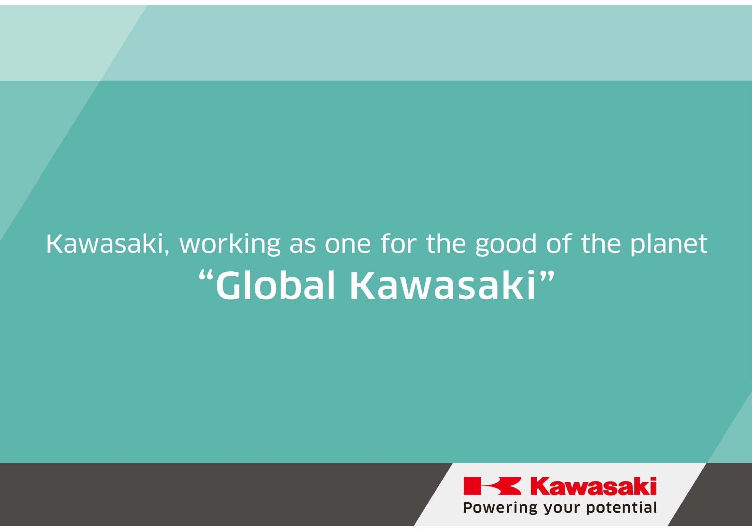Kawasaki, working as one for the good of the planet

# “Global Kawasaki”

Kawasaki

Powering your potential